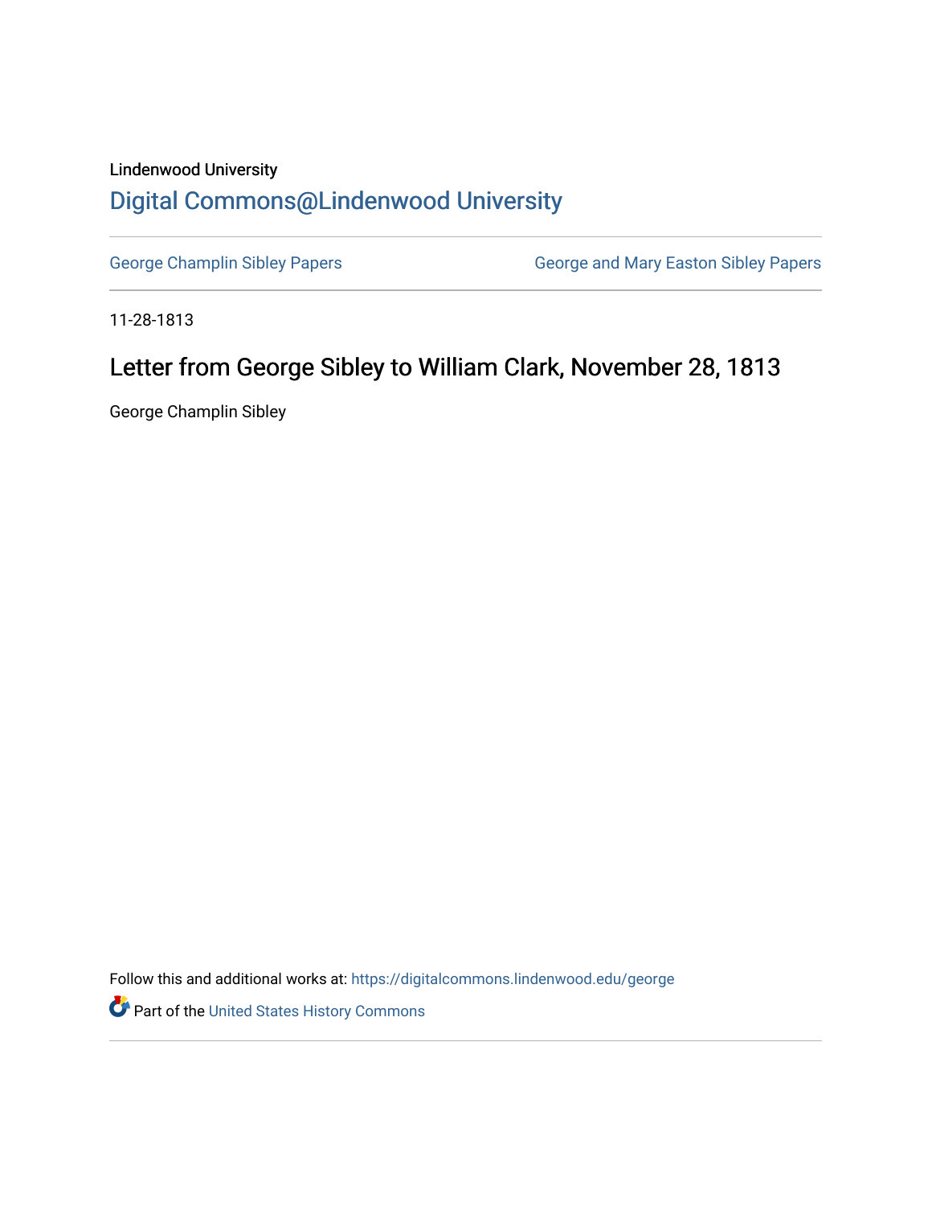Lindenwood University

# Digital Commons@Lindenwood University

George Champlin Sibley Papers | George and Mary Easton Sibley Papers

11-28-1813

## Letter from George Sibley to William Clark, November 28, 1813

George Champlin Sibley

Follow this and additional works at: https://digitalcommons.lindenwood.edu/george

Part of the United States History Commons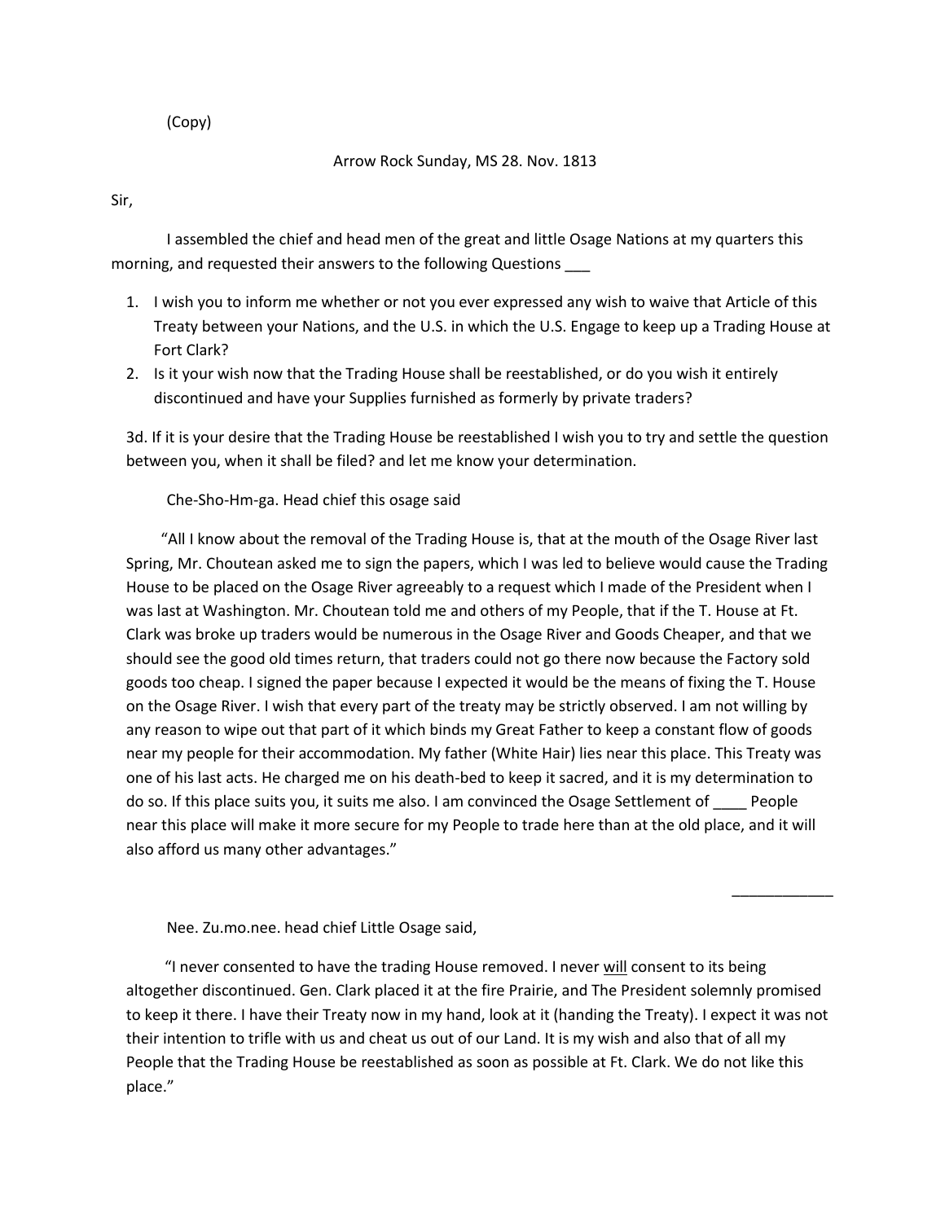(Copy)

Arrow Rock Sunday, MS 28. Nov. 1813

Sir,

I assembled the chief and head men of the great and little Osage Nations at my quarters this morning, and requested their answers to the following Questions ___

1. I wish you to inform me whether or not you ever expressed any wish to waive that Article of this Treaty between your Nations, and the U.S. in which the U.S. Engage to keep up a Trading House at Fort Clark?
2. Is it your wish now that the Trading House shall be reestablished, or do you wish it entirely discontinued and have your Supplies furnished as formerly by private traders?

3d. If it is your desire that the Trading House be reestablished I wish you to try and settle the question between you, when it shall be filed? and let me know your determination.

Che-Sho-Hm-ga. Head chief this osage said

"All I know about the removal of the Trading House is, that at the mouth of the Osage River last Spring, Mr. Choutean asked me to sign the papers, which I was led to believe would cause the Trading House to be placed on the Osage River agreeably to a request which I made of the President when I was last at Washington. Mr. Choutean told me and others of my People, that if the T. House at Ft. Clark was broke up traders would be numerous in the Osage River and Goods Cheaper, and that we should see the good old times return, that traders could not go there now because the Factory sold goods too cheap. I signed the paper because I expected it would be the means of fixing the T. House on the Osage River. I wish that every part of the treaty may be strictly observed. I am not willing by any reason to wipe out that part of it which binds my Great Father to keep a constant flow of goods near my people for their accommodation. My father (White Hair) lies near this place. This Treaty was one of his last acts. He charged me on his death-bed to keep it sacred, and it is my determination to do so. If this place suits you, it suits me also. I am convinced the Osage Settlement of ____ People near this place will make it more secure for my People to trade here than at the old place, and it will also afford us many other advantages."

____________

Nee. Zu.mo.nee. head chief Little Osage said,

"I never consented to have the trading House removed. I never <u>will</u> consent to its being altogether discontinued. Gen. Clark placed it at the fire Prairie, and The President solemnly promised to keep it there. I have their Treaty now in my hand, look at it (handing the Treaty). I expect it was not their intention to trifle with us and cheat us out of our Land. It is my wish and also that of all my People that the Trading House be reestablished as soon as possible at Ft. Clark. We do not like this place."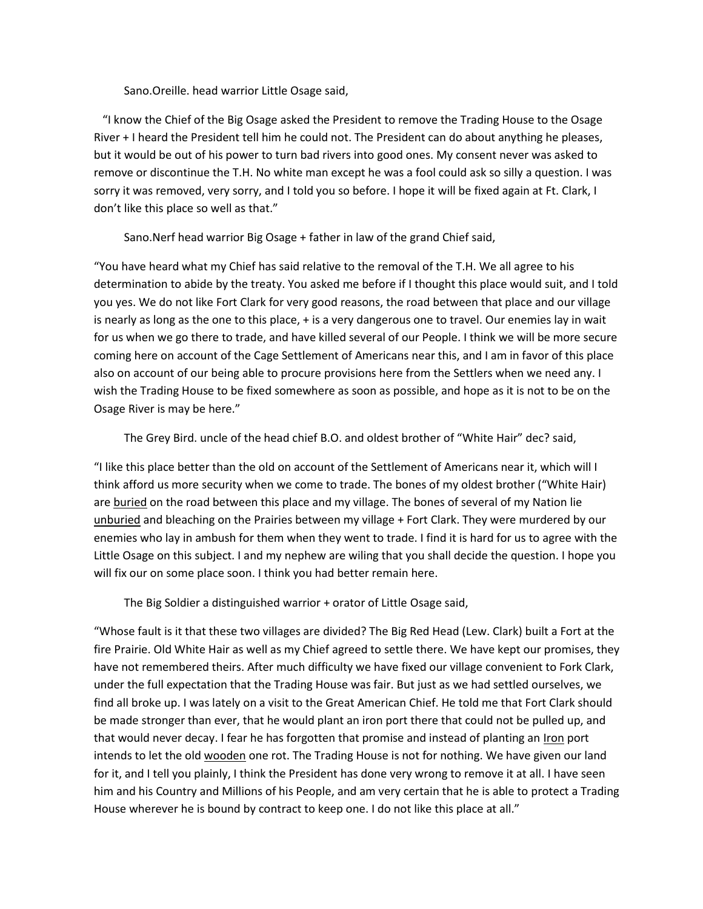Sano.Oreille. head warrior Little Osage said,

"I know the Chief of the Big Osage asked the President to remove the Trading House to the Osage River + I heard the President tell him he could not. The President can do about anything he pleases, but it would be out of his power to turn bad rivers into good ones. My consent never was asked to remove or discontinue the T.H. No white man except he was a fool could ask so silly a question. I was sorry it was removed, very sorry, and I told you so before. I hope it will be fixed again at Ft. Clark, I don't like this place so well as that."

Sano.Nerf head warrior Big Osage + father in law of the grand Chief said,

"You have heard what my Chief has said relative to the removal of the T.H. We all agree to his determination to abide by the treaty. You asked me before if I thought this place would suit, and I told you yes. We do not like Fort Clark for very good reasons, the road between that place and our village is nearly as long as the one to this place, + is a very dangerous one to travel. Our enemies lay in wait for us when we go there to trade, and have killed several of our People. I think we will be more secure coming here on account of the Cage Settlement of Americans near this, and I am in favor of this place also on account of our being able to procure provisions here from the Settlers when we need any. I wish the Trading House to be fixed somewhere as soon as possible, and hope as it is not to be on the Osage River is may be here."

The Grey Bird. uncle of the head chief B.O. and oldest brother of "White Hair" dec? said,

"I like this place better than the old on account of the Settlement of Americans near it, which will I think afford us more security when we come to trade. The bones of my oldest brother ("White Hair) are <u>buried</u> on the road between this place and my village. The bones of several of my Nation lie <u>unburied</u> and bleaching on the Prairies between my village + Fort Clark. They were murdered by our enemies who lay in ambush for them when they went to trade. I find it is hard for us to agree with the Little Osage on this subject. I and my nephew are wiling that you shall decide the question. I hope you will fix our on some place soon. I think you had better remain here.

The Big Soldier a distinguished warrior + orator of Little Osage said,

"Whose fault is it that these two villages are divided? The Big Red Head (Lew. Clark) built a Fort at the fire Prairie. Old White Hair as well as my Chief agreed to settle there. We have kept our promises, they have not remembered theirs. After much difficulty we have fixed our village convenient to Fork Clark, under the full expectation that the Trading House was fair. But just as we had settled ourselves, we find all broke up. I was lately on a visit to the Great American Chief. He told me that Fort Clark should be made stronger than ever, that he would plant an iron port there that could not be pulled up, and that would never decay. I fear he has forgotten that promise and instead of planting an <u>Iron</u> port intends to let the old <u>wooden</u> one rot. The Trading House is not for nothing. We have given our land for it, and I tell you plainly, I think the President has done very wrong to remove it at all. I have seen him and his Country and Millions of his People, and am very certain that he is able to protect a Trading House wherever he is bound by contract to keep one. I do not like this place at all."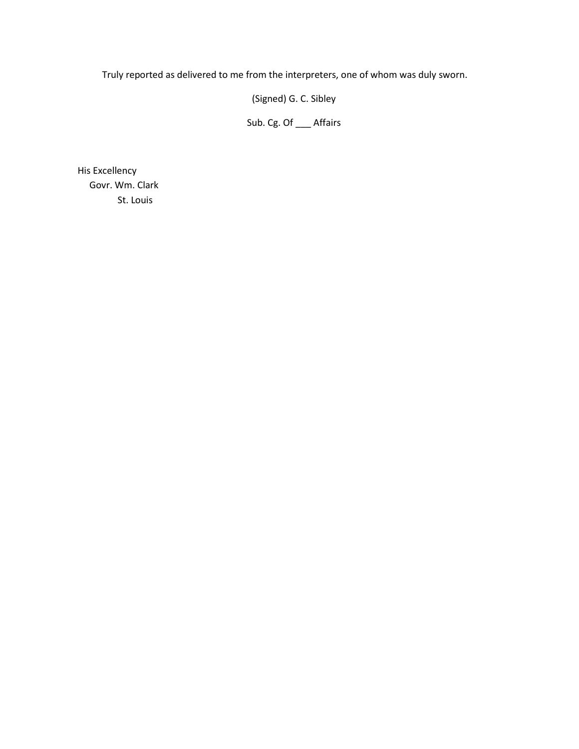Truly reported as delivered to me from the interpreters, one of whom was duly sworn.

(Signed) G. C. Sibley

Sub. Cg. Of ___ Affairs

His Excellency
Govr. Wm. Clark
St. Louis